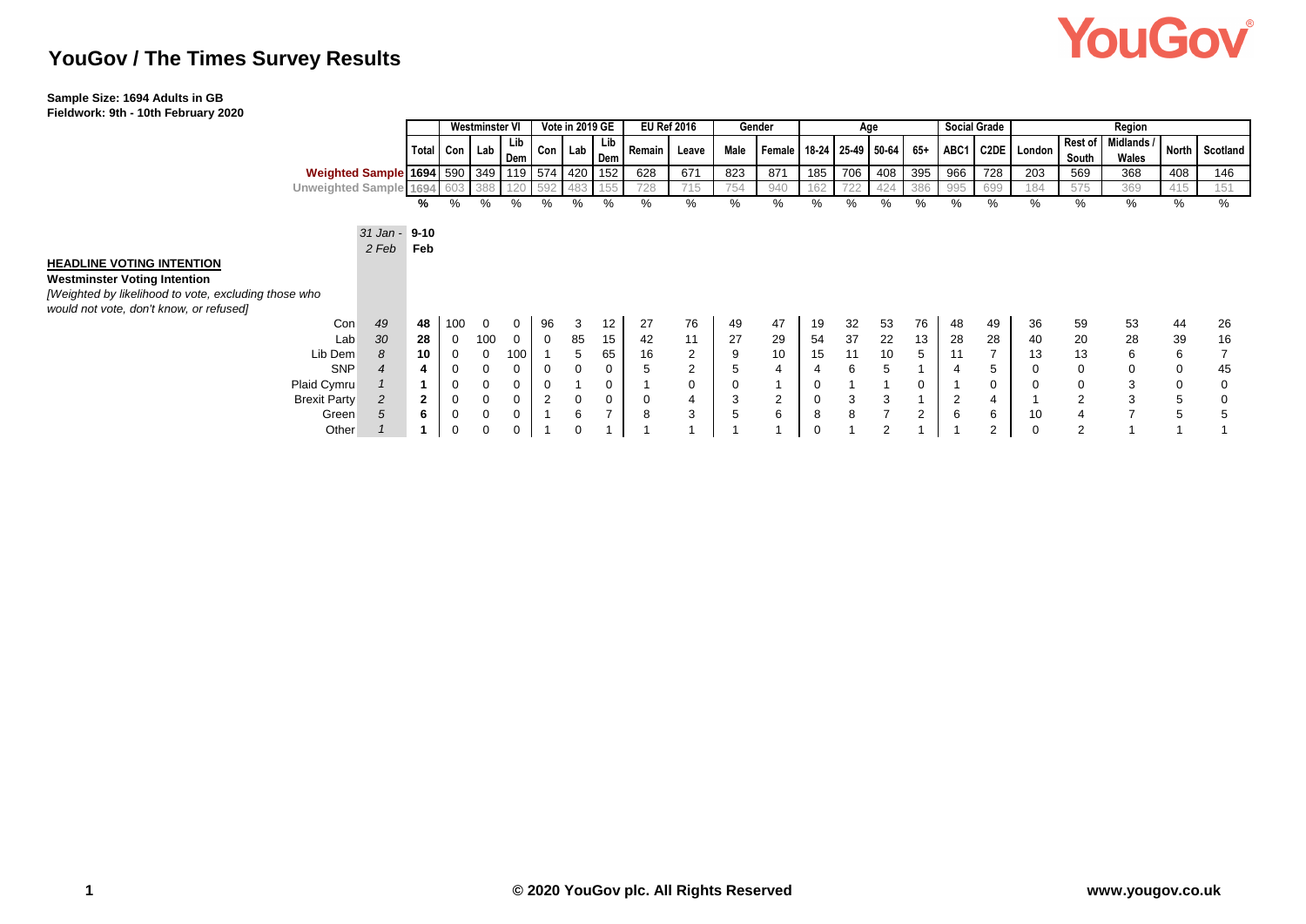# YouGov / The Times Survey Results

**Sample Size: 1694 Adults in GB**
**Fieldwork: 9th - 10th February 2020**

| | | | Westminster VI | | | Vote in 2019 GE | | | EU Ref 2016 | | Gender | | Age | | | | Social Grade | | Region | | | | |
|---|---|---|---|---|---|---|---|---|---|---|---|---|---|---|---|---|---|---|---|---|---|---|---|
| | | Total | Con | Lab | Lib Dem | Con | Lab | Lib Dem | Remain | Leave | Male | Female | 18-24 | 25-49 | 50-64 | 65+ | ABC1 | C2DE | London | Rest of South | Midlands / Wales | North | Scotland |
| Weighted Sample | | 1694 | 590 | 349 | 119 | 574 | 420 | 152 | 628 | 671 | 823 | 871 | 185 | 706 | 408 | 395 | 966 | 728 | 203 | 569 | 368 | 408 | 146 |
| Unweighted Sample | | 1694 | 603 | 388 | 120 | 592 | 483 | 155 | 728 | 715 | 754 | 940 | 162 | 722 | 424 | 386 | 995 | 699 | 184 | 575 | 369 | 415 | 151 |
| | | % | % | % | % | % | % | % | % | % | % | % | % | % | % | % | % | % | % | % | % | % | % |
| | *31 Jan - 2 Feb* | **9-10 Feb** | | | | | | | | | | | | | | | | | | | | | |
| **HEADLINE VOTING INTENTION** | | | | | | | | | | | | | | | | | | | | | | | |
| **Westminster Voting Intention** | | | | | | | | | | | | | | | | | | | | | | | |
| *[Weighted by likelihood to vote, excluding those who would not vote, don't know, or refused]* | | | | | | | | | | | | | | | | | | | | | | | |
| Con | *49* | **48** | 100 | 0 | 0 | 96 | 3 | 12 | 27 | 76 | 49 | 47 | 19 | 32 | 53 | 76 | 48 | 49 | 36 | 59 | 53 | 44 | 26 |
| Lab | *30* | **28** | 0 | 100 | 0 | 0 | 85 | 15 | 42 | 11 | 27 | 29 | 54 | 37 | 22 | 13 | 28 | 28 | 40 | 20 | 28 | 39 | 16 |
| Lib Dem | *8* | **10** | 0 | 0 | 100 | 1 | 5 | 65 | 16 | 2 | 9 | 10 | 15 | 11 | 10 | 5 | 11 | 7 | 13 | 13 | 6 | 6 | 7 |
| SNP | *4* | **4** | 0 | 0 | 0 | 0 | 0 | 0 | 5 | 2 | 5 | 4 | 4 | 6 | 5 | 1 | 4 | 5 | 0 | 0 | 0 | 0 | 45 |
| Plaid Cymru | *1* | **1** | 0 | 0 | 0 | 0 | 1 | 0 | 1 | 0 | 0 | 1 | 0 | 1 | 1 | 0 | 1 | 0 | 0 | 0 | 3 | 0 | 0 |
| Brexit Party | *2* | **2** | 0 | 0 | 0 | 2 | 0 | 0 | 0 | 4 | 3 | 2 | 0 | 3 | 3 | 1 | 2 | 4 | 1 | 2 | 3 | 5 | 0 |
| Green | *5* | **6** | 0 | 0 | 0 | 1 | 6 | 7 | 8 | 3 | 5 | 6 | 8 | 8 | 7 | 2 | 6 | 6 | 10 | 4 | 7 | 5 | 5 |
| Other | *1* | **1** | 0 | 0 | 0 | 1 | 0 | 1 | 1 | 1 | 1 | 1 | 0 | 1 | 2 | 1 | 1 | 2 | 0 | 2 | 1 | 1 | 1 |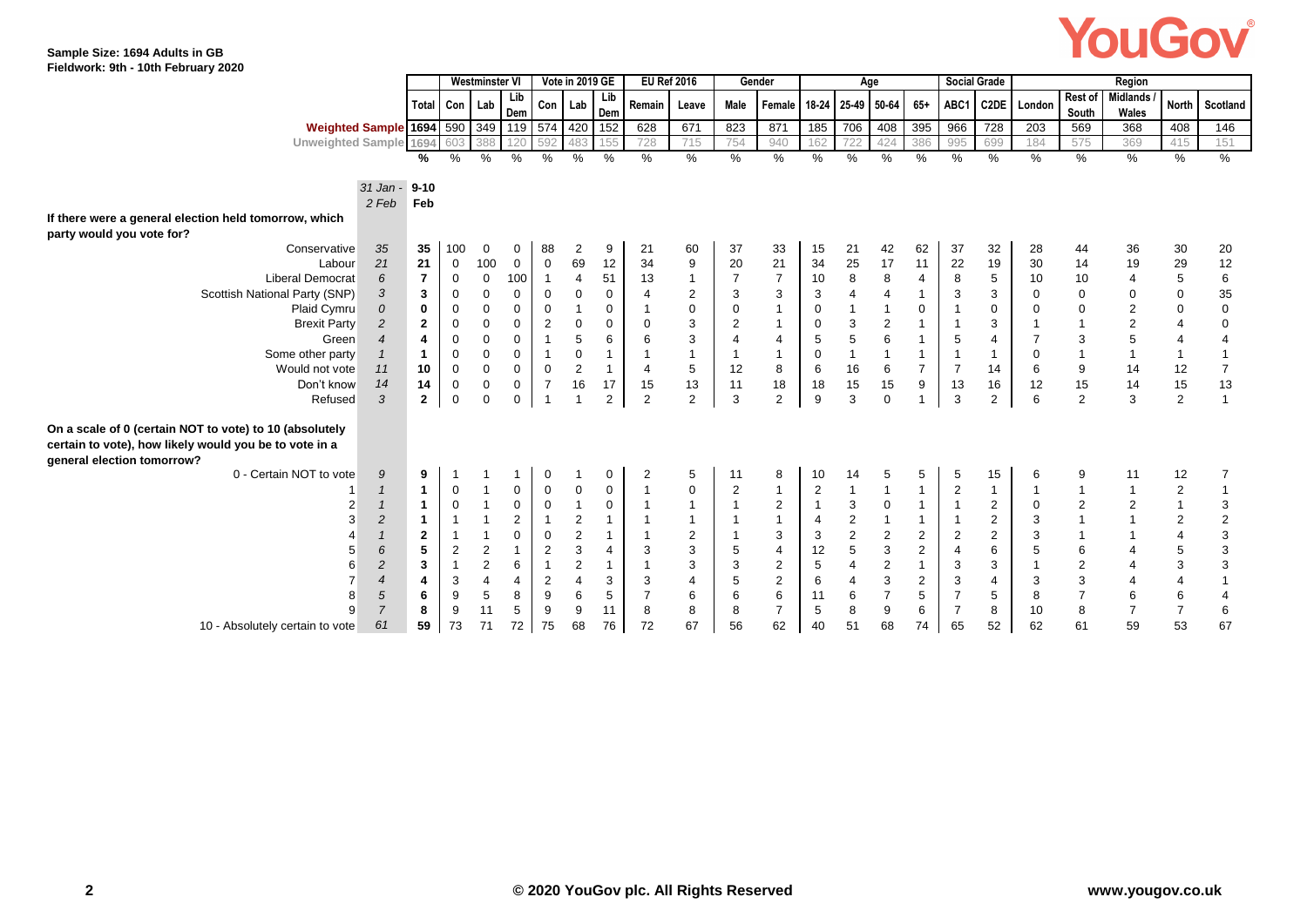**Sample Size: 1694 Adults in GB**
**Fieldwork: 9th - 10th February 2020**

| | 31 Jan - 2 Feb | Total | Westminster VI: Con | Lab | Lib Dem | Vote in 2019 GE: Con | Lab | Lib Dem | EU Ref 2016: Remain | Leave | Gender: Male | Female | Age: 18-24 | 25-49 | 50-64 | 65+ | Social Grade: ABC1 | C2DE | Region: London | Rest of South | Midlands / Wales | North | Scotland |
|---|---|---|---|---|---|---|---|---|---|---|---|---|---|---|---|---|---|---|---|---|---|---|---|
| Weighted Sample | | 1694 | 590 | 349 | 119 | 574 | 420 | 152 | 628 | 671 | 823 | 871 | 185 | 706 | 408 | 395 | 966 | 728 | 203 | 569 | 368 | 408 | 146 |
| Unweighted Sample | | 1694 | 603 | 388 | 120 | 592 | 483 | 155 | 728 | 715 | 754 | 940 | 162 | 722 | 424 | 386 | 995 | 699 | 184 | 575 | 369 | 415 | 151 |
| | | % | % | % | % | % | % | % | % | % | % | % | % | % | % | % | % | % | % | % | % | % | % |
| | *31 Jan - 2 Feb* | 9-10 Feb | | | | | | | | | | | | | | | | | | | | | |
| **If there were a general election held tomorrow, which party would you vote for?** | | | | | | | | | | | | | | | | | | | | | | | |
| Conservative | 35 | 35 | 100 | 0 | 0 | 88 | 2 | 9 | 21 | 60 | 37 | 33 | 15 | 21 | 42 | 62 | 37 | 32 | 28 | 44 | 36 | 30 | 20 |
| Labour | 21 | 21 | 0 | 100 | 0 | 0 | 69 | 12 | 34 | 9 | 20 | 21 | 34 | 25 | 17 | 11 | 22 | 19 | 30 | 14 | 19 | 29 | 12 |
| Liberal Democrat | 6 | 7 | 0 | 0 | 100 | 1 | 4 | 51 | 13 | 1 | 7 | 7 | 10 | 8 | 8 | 4 | 8 | 5 | 10 | 10 | 4 | 5 | 6 |
| Scottish National Party (SNP) | 3 | 3 | 0 | 0 | 0 | 0 | 0 | 0 | 4 | 2 | 3 | 3 | 3 | 4 | 4 | 1 | 3 | 3 | 0 | 0 | 0 | 0 | 35 |
| Plaid Cymru | 0 | 0 | 0 | 0 | 0 | 0 | 1 | 0 | 1 | 0 | 0 | 1 | 0 | 1 | 1 | 0 | 1 | 0 | 0 | 0 | 2 | 0 | 0 |
| Brexit Party | 2 | 2 | 0 | 0 | 0 | 2 | 0 | 0 | 0 | 3 | 2 | 1 | 0 | 3 | 2 | 1 | 1 | 3 | 1 | 1 | 2 | 4 | 0 |
| Green | 4 | 4 | 0 | 0 | 0 | 1 | 5 | 6 | 6 | 3 | 4 | 4 | 5 | 5 | 6 | 1 | 5 | 4 | 7 | 3 | 5 | 4 | 4 |
| Some other party | 1 | 1 | 0 | 0 | 0 | 1 | 0 | 1 | 1 | 1 | 1 | 1 | 0 | 1 | 1 | 1 | 1 | 1 | 0 | 1 | 1 | 1 | 1 |
| Would not vote | 11 | 10 | 0 | 0 | 0 | 0 | 2 | 1 | 4 | 5 | 12 | 8 | 6 | 16 | 6 | 7 | 7 | 14 | 6 | 9 | 14 | 12 | 7 |
| Don't know | 14 | 14 | 0 | 0 | 0 | 7 | 16 | 17 | 15 | 13 | 11 | 18 | 18 | 15 | 15 | 9 | 13 | 16 | 12 | 15 | 14 | 15 | 13 |
| Refused | 3 | 2 | 0 | 0 | 0 | 1 | 1 | 2 | 2 | 2 | 3 | 2 | 9 | 3 | 0 | 1 | 3 | 2 | 6 | 2 | 3 | 2 | 1 |
| **On a scale of 0 (certain NOT to vote) to 10 (absolutely certain to vote), how likely would you be to vote in a general election tomorrow?** | | | | | | | | | | | | | | | | | | | | | | | |
| 0 - Certain NOT to vote | 9 | 9 | 1 | 1 | 1 | 0 | 1 | 0 | 2 | 5 | 11 | 8 | 10 | 14 | 5 | 5 | 5 | 15 | 6 | 9 | 11 | 12 | 7 |
| 1 | 1 | 1 | 0 | 1 | 0 | 0 | 0 | 0 | 1 | 0 | 2 | 1 | 2 | 1 | 1 | 1 | 2 | 1 | 1 | 1 | 1 | 2 | 1 |
| 2 | 1 | 1 | 0 | 1 | 0 | 0 | 1 | 0 | 1 | 1 | 1 | 2 | 1 | 3 | 0 | 1 | 1 | 2 | 0 | 2 | 2 | 1 | 3 |
| 3 | 2 | 1 | 1 | 1 | 2 | 1 | 2 | 1 | 1 | 1 | 1 | 1 | 4 | 2 | 1 | 1 | 1 | 2 | 3 | 1 | 1 | 2 | 2 |
| 4 | 1 | 2 | 1 | 1 | 0 | 0 | 2 | 1 | 1 | 2 | 1 | 3 | 3 | 2 | 2 | 2 | 2 | 2 | 3 | 1 | 1 | 4 | 3 |
| 5 | 6 | 5 | 2 | 2 | 1 | 2 | 3 | 4 | 3 | 3 | 5 | 4 | 12 | 5 | 3 | 2 | 4 | 6 | 5 | 6 | 4 | 5 | 3 |
| 6 | 2 | 3 | 1 | 2 | 6 | 1 | 2 | 1 | 1 | 3 | 3 | 2 | 5 | 4 | 2 | 1 | 3 | 3 | 1 | 2 | 4 | 3 | 3 |
| 7 | 4 | 4 | 3 | 4 | 4 | 2 | 4 | 3 | 3 | 4 | 5 | 2 | 6 | 4 | 3 | 2 | 3 | 4 | 3 | 3 | 4 | 4 | 1 |
| 8 | 5 | 6 | 9 | 5 | 8 | 9 | 6 | 5 | 7 | 6 | 6 | 6 | 11 | 6 | 7 | 5 | 7 | 5 | 8 | 7 | 6 | 6 | 4 |
| 9 | 7 | 8 | 9 | 11 | 5 | 9 | 9 | 11 | 8 | 8 | 8 | 7 | 5 | 8 | 9 | 6 | 7 | 8 | 10 | 8 | 7 | 7 | 6 |
| 10 - Absolutely certain to vote | 61 | 59 | 73 | 71 | 72 | 75 | 68 | 76 | 72 | 67 | 56 | 62 | 40 | 51 | 68 | 74 | 65 | 52 | 62 | 61 | 59 | 53 | 67 |

© 2020 YouGov plc. All Rights Reserved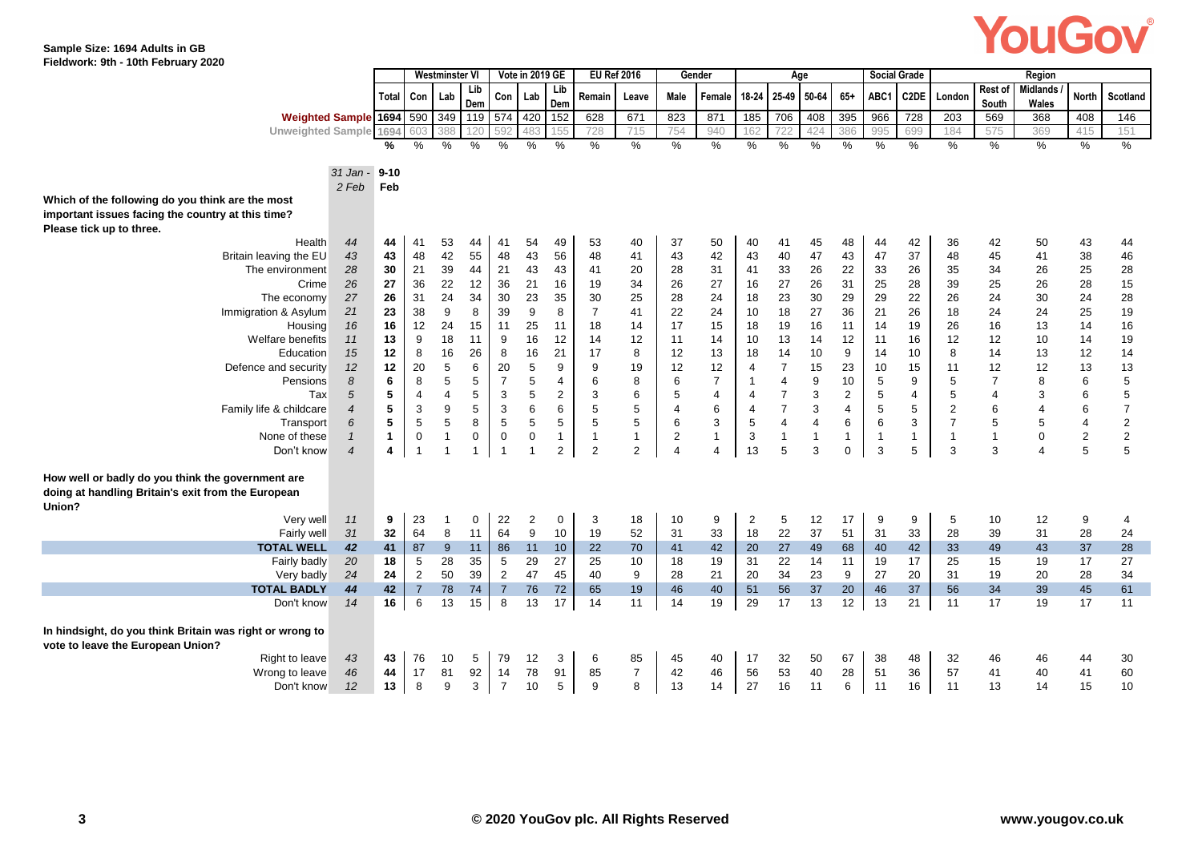Sample Size: 1694 Adults in GB
Fieldwork: 9th - 10th February 2020

| | | | Westminster VI | | | Vote in 2019 GE | | | EU Ref 2016 | | Gender | | Age | | | | Social Grade | | Region | | | | |
|---|---|---|---|---|---|---|---|---|---|---|---|---|---|---|---|---|---|---|---|---|---|---|---|
| | | Total | Con | Lab | Lib Dem | Con | Lab | Lib Dem | Remain | Leave | Male | Female | 18-24 | 25-49 | 50-64 | 65+ | ABC1 | C2DE | London | Rest of South | Midlands / Wales | North | Scotland |
| Weighted Sample | | 1694 | 590 | 349 | 119 | 574 | 420 | 152 | 628 | 671 | 823 | 871 | 185 | 706 | 408 | 395 | 966 | 728 | 203 | 569 | 368 | 408 | 146 |
| Unweighted Sample | | 1694 | 603 | 388 | 120 | 592 | 483 | 155 | 728 | 715 | 754 | 940 | 162 | 722 | 424 | 386 | 995 | 699 | 184 | 575 | 369 | 415 | 151 |
| | | % | % | % | % | % | % | % | % | % | % | % | % | % | % | % | % | % | % | % | % | % | % |
| | 31 Jan - 2 Feb | 9-10 Feb | | | | | | | | | | | | | | | | | | | | | |
| **Which of the following do you think are the most important issues facing the country at this time? Please tick up to three.** | | | | | | | | | | | | | | | | | | | | | | | |
| Health | 44 | 44 | 41 | 53 | 44 | 41 | 54 | 49 | 53 | 40 | 37 | 50 | 40 | 41 | 45 | 48 | 44 | 42 | 36 | 42 | 50 | 43 | 44 |
| Britain leaving the EU | 43 | 43 | 48 | 42 | 55 | 48 | 43 | 56 | 48 | 41 | 43 | 42 | 43 | 40 | 47 | 43 | 47 | 37 | 48 | 45 | 41 | 38 | 46 |
| The environment | 28 | 30 | 21 | 39 | 44 | 21 | 43 | 43 | 41 | 20 | 28 | 31 | 41 | 33 | 26 | 22 | 33 | 26 | 35 | 34 | 26 | 25 | 28 |
| Crime | 26 | 27 | 36 | 22 | 12 | 36 | 21 | 16 | 19 | 34 | 26 | 27 | 16 | 27 | 26 | 31 | 25 | 28 | 39 | 25 | 26 | 28 | 15 |
| The economy | 27 | 26 | 31 | 24 | 34 | 30 | 23 | 35 | 30 | 25 | 28 | 24 | 18 | 23 | 30 | 29 | 29 | 22 | 26 | 24 | 30 | 24 | 28 |
| Immigration & Asylum | 21 | 23 | 38 | 9 | 8 | 39 | 9 | 8 | 7 | 41 | 22 | 24 | 10 | 18 | 27 | 36 | 21 | 26 | 18 | 24 | 24 | 25 | 19 |
| Housing | 16 | 16 | 12 | 24 | 15 | 11 | 25 | 11 | 18 | 14 | 17 | 15 | 18 | 19 | 16 | 11 | 14 | 19 | 26 | 16 | 13 | 14 | 16 |
| Welfare benefits | 11 | 13 | 9 | 18 | 11 | 9 | 16 | 12 | 14 | 12 | 11 | 14 | 10 | 13 | 14 | 12 | 11 | 16 | 12 | 12 | 10 | 14 | 19 |
| Education | 15 | 12 | 8 | 16 | 26 | 8 | 16 | 21 | 17 | 8 | 12 | 13 | 18 | 14 | 10 | 9 | 14 | 10 | 8 | 14 | 13 | 12 | 14 |
| Defence and security | 12 | 12 | 20 | 5 | 6 | 20 | 5 | 9 | 9 | 19 | 12 | 12 | 4 | 7 | 15 | 23 | 10 | 15 | 11 | 12 | 12 | 13 | 13 |
| Pensions | 8 | 6 | 8 | 5 | 5 | 7 | 5 | 4 | 6 | 8 | 6 | 7 | 1 | 4 | 9 | 10 | 5 | 9 | 5 | 7 | 8 | 6 | 5 |
| Tax | 5 | 5 | 4 | 4 | 5 | 3 | 5 | 2 | 3 | 6 | 5 | 4 | 4 | 7 | 3 | 2 | 5 | 4 | 5 | 4 | 3 | 6 | 5 |
| Family life & childcare | 4 | 5 | 3 | 9 | 5 | 3 | 6 | 6 | 5 | 5 | 4 | 6 | 4 | 7 | 3 | 4 | 5 | 5 | 2 | 6 | 4 | 6 | 7 |
| Transport | 6 | 5 | 5 | 5 | 8 | 5 | 5 | 5 | 5 | 5 | 6 | 3 | 5 | 4 | 4 | 6 | 6 | 3 | 7 | 5 | 5 | 4 | 2 |
| None of these | 1 | 1 | 0 | 1 | 0 | 0 | 0 | 1 | 1 | 1 | 2 | 1 | 3 | 1 | 1 | 1 | 1 | 1 | 1 | 1 | 0 | 2 | 2 |
| Don't know | 4 | 4 | 1 | 1 | 1 | 1 | 1 | 2 | 2 | 2 | 4 | 4 | 13 | 5 | 3 | 0 | 3 | 5 | 3 | 3 | 4 | 5 | 5 |
| **How well or badly do you think the government are doing at handling Britain's exit from the European Union?** | | | | | | | | | | | | | | | | | | | | | | | |
| Very well | 11 | 9 | 23 | 1 | 0 | 22 | 2 | 0 | 3 | 18 | 10 | 9 | 2 | 5 | 12 | 17 | 9 | 9 | 5 | 10 | 12 | 9 | 4 |
| Fairly well | 31 | 32 | 64 | 8 | 11 | 64 | 9 | 10 | 19 | 52 | 31 | 33 | 18 | 22 | 37 | 51 | 31 | 33 | 28 | 39 | 31 | 28 | 24 |
| **TOTAL WELL** | 42 | 41 | 87 | 9 | 11 | 86 | 11 | 10 | 22 | 70 | 41 | 42 | 20 | 27 | 49 | 68 | 40 | 42 | 33 | 49 | 43 | 37 | 28 |
| Fairly badly | 20 | 18 | 5 | 28 | 35 | 5 | 29 | 27 | 25 | 10 | 18 | 19 | 31 | 22 | 14 | 11 | 19 | 17 | 25 | 15 | 19 | 17 | 27 |
| Very badly | 24 | 24 | 2 | 50 | 39 | 2 | 47 | 45 | 40 | 9 | 28 | 21 | 20 | 34 | 23 | 9 | 27 | 20 | 31 | 19 | 20 | 28 | 34 |
| **TOTAL BADLY** | 44 | 42 | 7 | 78 | 74 | 7 | 76 | 72 | 65 | 19 | 46 | 40 | 51 | 56 | 37 | 20 | 46 | 37 | 56 | 34 | 39 | 45 | 61 |
| Don't know | 14 | 16 | 6 | 13 | 15 | 8 | 13 | 17 | 14 | 11 | 14 | 19 | 29 | 17 | 13 | 12 | 13 | 21 | 11 | 17 | 19 | 17 | 11 |
| **In hindsight, do you think Britain was right or wrong to vote to leave the European Union?** | | | | | | | | | | | | | | | | | | | | | | | |
| Right to leave | 43 | 43 | 76 | 10 | 5 | 79 | 12 | 3 | 6 | 85 | 45 | 40 | 17 | 32 | 50 | 67 | 38 | 48 | 32 | 46 | 46 | 44 | 30 |
| Wrong to leave | 46 | 44 | 17 | 81 | 92 | 14 | 78 | 91 | 85 | 7 | 42 | 46 | 56 | 53 | 40 | 28 | 51 | 36 | 57 | 41 | 40 | 41 | 60 |
| Don't know | 12 | 13 | 8 | 9 | 3 | 7 | 10 | 5 | 9 | 8 | 13 | 14 | 27 | 16 | 11 | 6 | 11 | 16 | 11 | 13 | 14 | 15 | 10 |

© 2020 YouGov plc. All Rights Reserved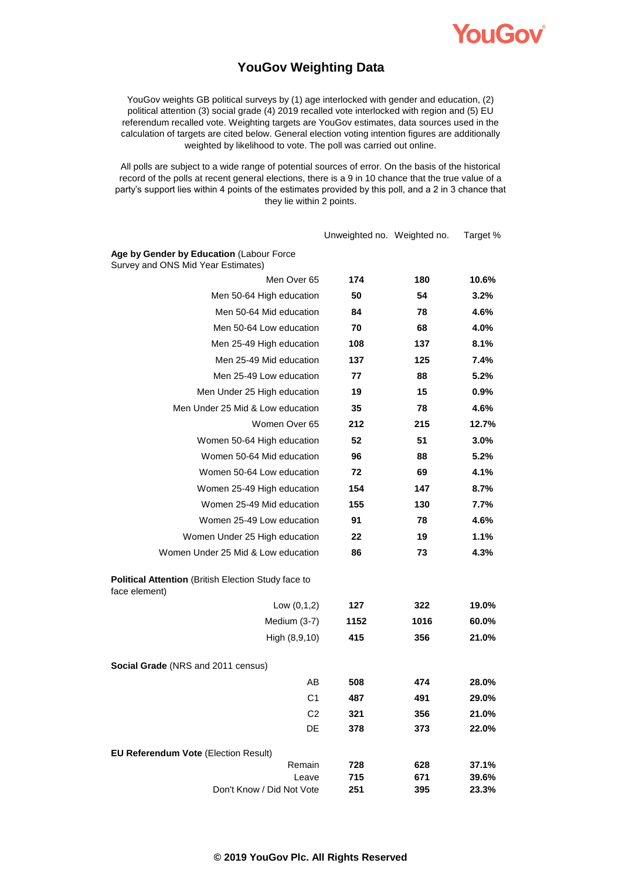# YouGov Weighting Data

YouGov weights GB political surveys by (1) age interlocked with gender and education, (2) political attention (3) social grade (4) 2019 recalled vote interlocked with region and (5) EU referendum recalled vote. Weighting targets are YouGov estimates, data sources used in the calculation of targets are cited below. General election voting intention figures are additionally weighted by likelihood to vote. The poll was carried out online.

All polls are subject to a wide range of potential sources of error. On the basis of the historical record of the polls at recent general elections, there is a 9 in 10 chance that the true value of a party's support lies within 4 points of the estimates provided by this poll, and a 2 in 3 chance that they lie within 2 points.

| | Unweighted no. | Weighted no. | Target % |
|---|---|---|---|
| **Age by Gender by Education** (Labour Force Survey and ONS Mid Year Estimates) | | | |
| Men Over 65 | **174** | **180** | **10.6%** |
| Men 50-64 High education | **50** | **54** | **3.2%** |
| Men 50-64 Mid education | **84** | **78** | **4.6%** |
| Men 50-64 Low education | **70** | **68** | **4.0%** |
| Men 25-49 High education | **108** | **137** | **8.1%** |
| Men 25-49 Mid education | **137** | **125** | **7.4%** |
| Men 25-49 Low education | **77** | **88** | **5.2%** |
| Men Under 25 High education | **19** | **15** | **0.9%** |
| Men Under 25 Mid & Low education | **35** | **78** | **4.6%** |
| Women Over 65 | **212** | **215** | **12.7%** |
| Women 50-64 High education | **52** | **51** | **3.0%** |
| Women 50-64 Mid education | **96** | **88** | **5.2%** |
| Women 50-64 Low education | **72** | **69** | **4.1%** |
| Women 25-49 High education | **154** | **147** | **8.7%** |
| Women 25-49 Mid education | **155** | **130** | **7.7%** |
| Women 25-49 Low education | **91** | **78** | **4.6%** |
| Women Under 25 High education | **22** | **19** | **1.1%** |
| Women Under 25 Mid & Low education | **86** | **73** | **4.3%** |
| **Political Attention** (British Election Study face to face element) | | | |
| Low (0,1,2) | **127** | **322** | **19.0%** |
| Medium (3-7) | **1152** | **1016** | **60.0%** |
| High (8,9,10) | **415** | **356** | **21.0%** |
| **Social Grade** (NRS and 2011 census) | | | |
| AB | **508** | **474** | **28.0%** |
| C1 | **487** | **491** | **29.0%** |
| C2 | **321** | **356** | **21.0%** |
| DE | **378** | **373** | **22.0%** |
| **EU Referendum Vote** (Election Result) | | | |
| Remain | **728** | **628** | **37.1%** |
| Leave | **715** | **671** | **39.6%** |
| Don't Know / Did Not Vote | **251** | **395** | **23.3%** |

**© 2019 YouGov Plc. All Rights Reserved**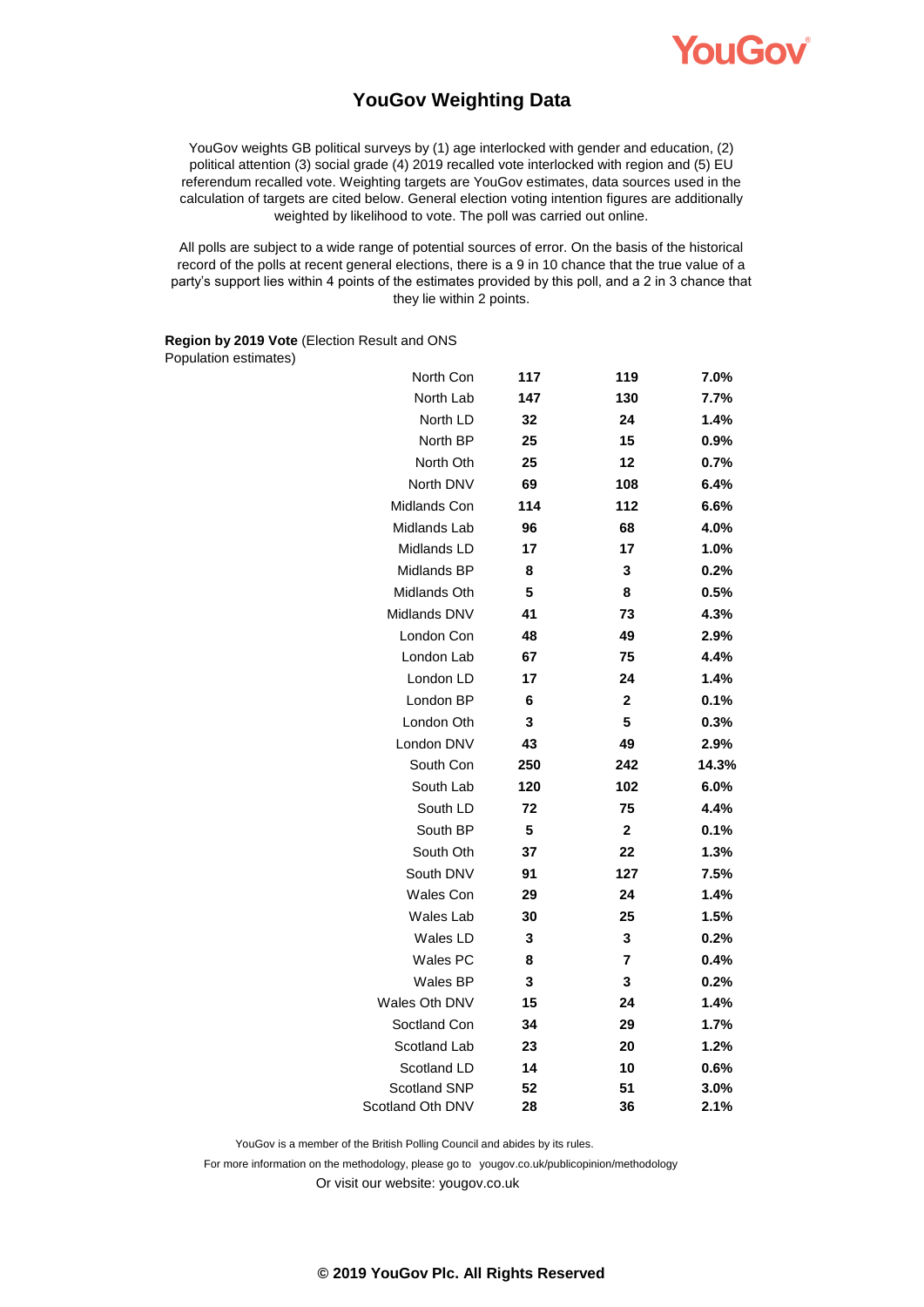# YouGov Weighting Data

YouGov weights GB political surveys by (1) age interlocked with gender and education, (2) political attention (3) social grade (4) 2019 recalled vote interlocked with region and (5) EU referendum recalled vote. Weighting targets are YouGov estimates, data sources used in the calculation of targets are cited below. General election voting intention figures are additionally weighted by likelihood to vote. The poll was carried out online.

All polls are subject to a wide range of potential sources of error. On the basis of the historical record of the polls at recent general elections, there is a 9 in 10 chance that the true value of a party's support lies within 4 points of the estimates provided by this poll, and a 2 in 3 chance that they lie within 2 points.

**Region by 2019 Vote** (Election Result and ONS Population estimates)

| | | | |
|---|---|---|---|
| North Con | **117** | **119** | **7.0%** |
| North Lab | **147** | **130** | **7.7%** |
| North LD | **32** | **24** | **1.4%** |
| North BP | **25** | **15** | **0.9%** |
| North Oth | **25** | **12** | **0.7%** |
| North DNV | **69** | **108** | **6.4%** |
| Midlands Con | **114** | **112** | **6.6%** |
| Midlands Lab | **96** | **68** | **4.0%** |
| Midlands LD | **17** | **17** | **1.0%** |
| Midlands BP | **8** | **3** | **0.2%** |
| Midlands Oth | **5** | **8** | **0.5%** |
| Midlands DNV | **41** | **73** | **4.3%** |
| London Con | **48** | **49** | **2.9%** |
| London Lab | **67** | **75** | **4.4%** |
| London LD | **17** | **24** | **1.4%** |
| London BP | **6** | **2** | **0.1%** |
| London Oth | **3** | **5** | **0.3%** |
| London DNV | **43** | **49** | **2.9%** |
| South Con | **250** | **242** | **14.3%** |
| South Lab | **120** | **102** | **6.0%** |
| South LD | **72** | **75** | **4.4%** |
| South BP | **5** | **2** | **0.1%** |
| South Oth | **37** | **22** | **1.3%** |
| South DNV | **91** | **127** | **7.5%** |
| Wales Con | **29** | **24** | **1.4%** |
| Wales Lab | **30** | **25** | **1.5%** |
| Wales LD | **3** | **3** | **0.2%** |
| Wales PC | **8** | **7** | **0.4%** |
| Wales BP | **3** | **3** | **0.2%** |
| Wales Oth DNV | **15** | **24** | **1.4%** |
| Soctland Con | **34** | **29** | **1.7%** |
| Scotland Lab | **23** | **20** | **1.2%** |
| Scotland LD | **14** | **10** | **0.6%** |
| Scotland SNP | **52** | **51** | **3.0%** |
| Scotland Oth DNV | **28** | **36** | **2.1%** |

YouGov is a member of the British Polling Council and abides by its rules.

For more information on the methodology, please go to yougov.co.uk/publicopinion/methodology

Or visit our website: yougov.co.uk

**© 2019 YouGov Plc. All Rights Reserved**